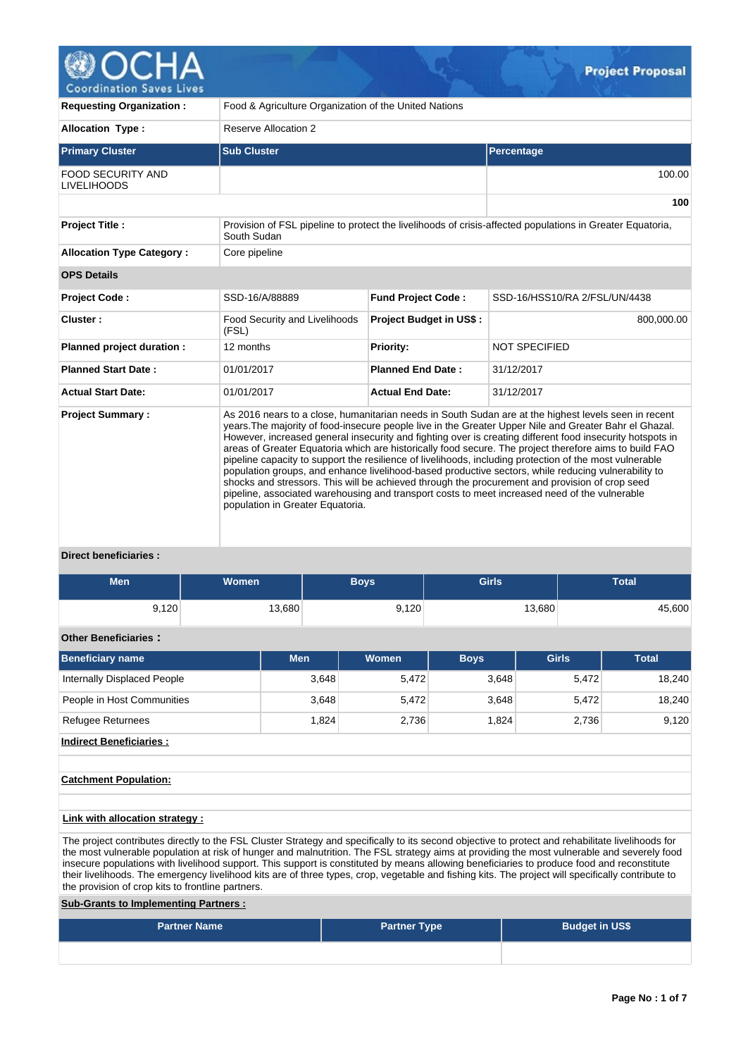# Project Proposal

| | |
|---|---|
| **Requesting Organization :** | Food & Agriculture Organization of the United Nations |
| **Allocation Type :** | Reserve Allocation 2 |

| **Primary Cluster** | **Sub Cluster** | **Percentage** |
|---|---|---|
| FOOD SECURITY AND LIVELIHOODS | | 100.00 |
| | | **100** |

| | |
|---|---|
| **Project Title :** | Provision of FSL pipeline to protect the livelihoods of crisis-affected populations in Greater Equatoria, South Sudan |
| **Allocation Type Category :** | Core pipeline |

**OPS Details**

| | | | |
|---|---|---|---|
| **Project Code :** | SSD-16/A/88889 | **Fund Project Code :** | SSD-16/HSS10/RA 2/FSL/UN/4438 |
| **Cluster :** | Food Security and Livelihoods (FSL) | **Project Budget in US$ :** | 800,000.00 |
| **Planned project duration :** | 12 months | **Priority:** | NOT SPECIFIED |
| **Planned Start Date :** | 01/01/2017 | **Planned End Date :** | 31/12/2017 |
| **Actual Start Date:** | 01/01/2017 | **Actual End Date:** | 31/12/2017 |

**Project Summary :**

As 2016 nears to a close, humanitarian needs in South Sudan are at the highest levels seen in recent years.The majority of food-insecure people live in the Greater Upper Nile and Greater Bahr el Ghazal. However, increased general insecurity and fighting over is creating different food insecurity hotspots in areas of Greater Equatoria which are historically food secure. The project therefore aims to build FAO pipeline capacity to support the resilience of livelihoods, including protection of the most vulnerable population groups, and enhance livelihood-based productive sectors, while reducing vulnerability to shocks and stressors. This will be achieved through the procurement and provision of crop seed pipeline, associated warehousing and transport costs to meet increased need of the vulnerable population in Greater Equatoria.

**Direct beneficiaries :**

| Men | Women | Boys | Girls | Total |
|---|---|---|---|---|
| 9,120 | 13,680 | 9,120 | 13,680 | 45,600 |

**Other Beneficiaries :**

| Beneficiary name | Men | Women | Boys | Girls | Total |
|---|---|---|---|---|---|
| Internally Displaced People | 3,648 | 5,472 | 3,648 | 5,472 | 18,240 |
| People in Host Communities | 3,648 | 5,472 | 3,648 | 5,472 | 18,240 |
| Refugee Returnees | 1,824 | 2,736 | 1,824 | 2,736 | 9,120 |

**Indirect Beneficiaries :**

**Catchment Population:**

**Link with allocation strategy :**

The project contributes directly to the FSL Cluster Strategy and specifically to its second objective to protect and rehabilitate livelihoods for the most vulnerable population at risk of hunger and malnutrition. The FSL strategy aims at providing the most vulnerable and severely food insecure populations with livelihood support. This support is constituted by means allowing beneficiaries to produce food and reconstitute their livelihoods. The emergency livelihood kits are of three types, crop, vegetable and fishing kits. The project will specifically contribute to the provision of crop kits to frontline partners.

**Sub-Grants to Implementing Partners :**

| Partner Name | Partner Type | Budget in US$ |
|---|---|---|
| | | |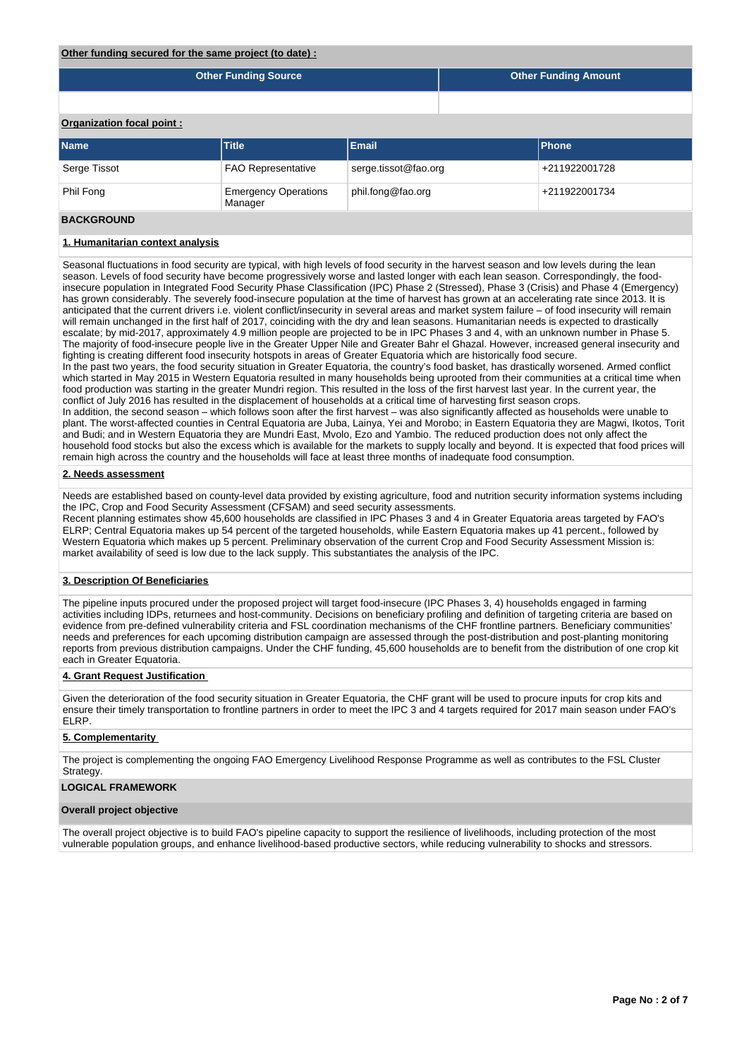**Other funding secured for the same project (to date) :**

| Other Funding Source | Other Funding Amount |
| --- | --- |
| | |

**Organization focal point :**

| Name | Title | Email | Phone |
| --- | --- | --- | --- |
| Serge Tissot | FAO Representative | serge.tissot@fao.org | +211922001728 |
| Phil Fong | Emergency Operations Manager | phil.fong@fao.org | +211922001734 |

## BACKGROUND

### 1. Humanitarian context analysis

Seasonal fluctuations in food security are typical, with high levels of food security in the harvest season and low levels during the lean season. Levels of food security have become progressively worse and lasted longer with each lean season. Correspondingly, the food-insecure population in Integrated Food Security Phase Classification (IPC) Phase 2 (Stressed), Phase 3 (Crisis) and Phase 4 (Emergency) has grown considerably. The severely food-insecure population at the time of harvest has grown at an accelerating rate since 2013. It is anticipated that the current drivers i.e. violent conflict/insecurity in several areas and market system failure – of food insecurity will remain will remain unchanged in the first half of 2017, coinciding with the dry and lean seasons. Humanitarian needs is expected to drastically escalate; by mid-2017, approximately 4.9 million people are projected to be in IPC Phases 3 and 4, with an unknown number in Phase 5. The majority of food-insecure people live in the Greater Upper Nile and Greater Bahr el Ghazal. However, increased general insecurity and fighting is creating different food insecurity hotspots in areas of Greater Equatoria which are historically food secure.
In the past two years, the food security situation in Greater Equatoria, the country's food basket, has drastically worsened. Armed conflict which started in May 2015 in Western Equatoria resulted in many households being uprooted from their communities at a critical time when food production was starting in the greater Mundri region. This resulted in the loss of the first harvest last year. In the current year, the conflict of July 2016 has resulted in the displacement of households at a critical time of harvesting first season crops.
In addition, the second season – which follows soon after the first harvest – was also significantly affected as households were unable to plant. The worst-affected counties in Central Equatoria are Juba, Lainya, Yei and Morobo; in Eastern Equatoria they are Magwi, Ikotos, Torit and Budi; and in Western Equatoria they are Mundri East, Mvolo, Ezo and Yambio. The reduced production does not only affect the household food stocks but also the excess which is available for the markets to supply locally and beyond. It is expected that food prices will remain high across the country and the households will face at least three months of inadequate food consumption.

### 2. Needs assessment

Needs are established based on county-level data provided by existing agriculture, food and nutrition security information systems including the IPC, Crop and Food Security Assessment (CFSAM) and seed security assessments.
Recent planning estimates show 45,600 households are classified in IPC Phases 3 and 4 in Greater Equatoria areas targeted by FAO's ELRP; Central Equatoria makes up 54 percent of the targeted households, while Eastern Equatoria makes up 41 percent., followed by Western Equatoria which makes up 5 percent. Preliminary observation of the current Crop and Food Security Assessment Mission is: market availability of seed is low due to the lack supply. This substantiates the analysis of the IPC.

### 3. Description Of Beneficiaries

The pipeline inputs procured under the proposed project will target food-insecure (IPC Phases 3, 4) households engaged in farming activities including IDPs, returnees and host-community. Decisions on beneficiary profiling and definition of targeting criteria are based on evidence from pre-defined vulnerability criteria and FSL coordination mechanisms of the CHF frontline partners. Beneficiary communities' needs and preferences for each upcoming distribution campaign are assessed through the post-distribution and post-planting monitoring reports from previous distribution campaigns. Under the CHF funding, 45,600 households are to benefit from the distribution of one crop kit each in Greater Equatoria.

### 4. Grant Request Justification

Given the deterioration of the food security situation in Greater Equatoria, the CHF grant will be used to procure inputs for crop kits and ensure their timely transportation to frontline partners in order to meet the IPC 3 and 4 targets required for 2017 main season under FAO's ELRP.

### 5. Complementarity

The project is complementing the ongoing FAO Emergency Livelihood Response Programme as well as contributes to the FSL Cluster Strategy.

## LOGICAL FRAMEWORK

### Overall project objective

The overall project objective is to build FAO's pipeline capacity to support the resilience of livelihoods, including protection of the most vulnerable population groups, and enhance livelihood-based productive sectors, while reducing vulnerability to shocks and stressors.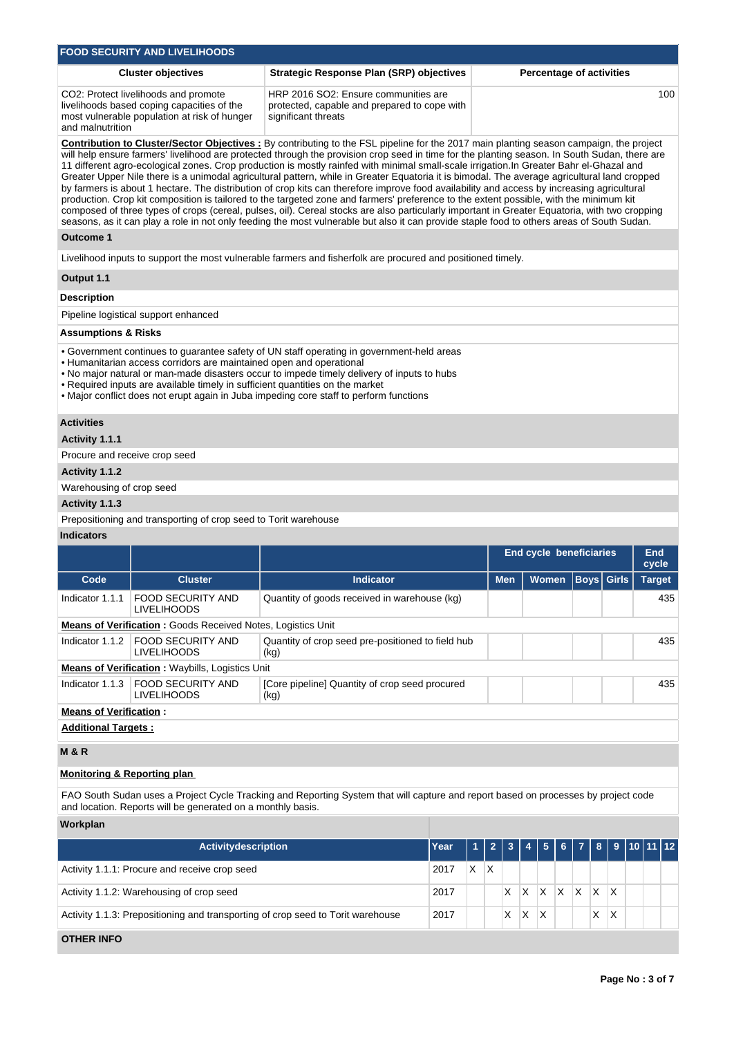## FOOD SECURITY AND LIVELIHOODS

| Cluster objectives | Strategic Response Plan (SRP) objectives | Percentage of activities |
|---|---|---|
| CO2: Protect livelihoods and promote livelihoods based coping capacities of the most vulnerable population at risk of hunger and malnutrition | HRP 2016 SO2: Ensure communities are protected, capable and prepared to cope with significant threats | 100 |

**Contribution to Cluster/Sector Objectives :** By contributing to the FSL pipeline for the 2017 main planting season campaign, the project will help ensure farmers' livelihood are protected through the provision crop seed in time for the planting season. In South Sudan, there are 11 different agro-ecological zones. Crop production is mostly rainfed with minimal small-scale irrigation.In Greater Bahr el-Ghazal and Greater Upper Nile there is a unimodal agricultural pattern, while in Greater Equatoria it is bimodal. The average agricultural land cropped by farmers is about 1 hectare. The distribution of crop kits can therefore improve food availability and access by increasing agricultural production. Crop kit composition is tailored to the targeted zone and farmers' preference to the extent possible, with the minimum kit composed of three types of crops (cereal, pulses, oil). Cereal stocks are also particularly important in Greater Equatoria, with two cropping seasons, as it can play a role in not only feeding the most vulnerable but also it can provide staple food to others areas of South Sudan.

### Outcome 1

Livelihood inputs to support the most vulnerable farmers and fisherfolk are procured and positioned timely.

### Output 1.1

**Description**

Pipeline logistical support enhanced

**Assumptions & Risks**

- Government continues to guarantee safety of UN staff operating in government-held areas
- Humanitarian access corridors are maintained open and operational
- No major natural or man-made disasters occur to impede timely delivery of inputs to hubs
- Required inputs are available timely in sufficient quantities on the market
- Major conflict does not erupt again in Juba impeding core staff to perform functions

**Activities**

**Activity 1.1.1**

Procure and receive crop seed

**Activity 1.1.2**

Warehousing of crop seed

**Activity 1.1.3**

Prepositioning and transporting of crop seed to Torit warehouse

**Indicators**

| | | | End cycle beneficiaries | | | | End cycle |
|---|---|---|---|---|---|---|---|
| Code | Cluster | Indicator | Men | Women | Boys | Girls | Target |
| Indicator 1.1.1 | FOOD SECURITY AND LIVELIHOODS | Quantity of goods received in warehouse (kg) | | | | | 435 |
| **Means of Verification :** Goods Received Notes, Logistics Unit | | | | | | | |
| Indicator 1.1.2 | FOOD SECURITY AND LIVELIHOODS | Quantity of crop seed pre-positioned to field hub (kg) | | | | | 435 |
| **Means of Verification :** Waybills, Logistics Unit | | | | | | | |
| Indicator 1.1.3 | FOOD SECURITY AND LIVELIHOODS | [Core pipeline] Quantity of crop seed procured (kg) | | | | | 435 |
| **Means of Verification :** | | | | | | | |

**Additional Targets :**

### M & R

**Monitoring & Reporting plan**

FAO South Sudan uses a Project Cycle Tracking and Reporting System that will capture and report based on processes by project code and location. Reports will be generated on a monthly basis.

**Workplan**

| Activitydescription | Year | 1 | 2 | 3 | 4 | 5 | 6 | 7 | 8 | 9 | 10 | 11 | 12 |
|---|---|---|---|---|---|---|---|---|---|---|---|---|---|
| Activity 1.1.1: Procure and receive crop seed | 2017 | X | X | | | | | | | | | | |
| Activity 1.1.2: Warehousing of crop seed | 2017 | | | X | X | X | X | X | X | X | | | |
| Activity 1.1.3: Prepositioning and transporting of crop seed to Torit warehouse | 2017 | | | X | X | X | | | X | X | | | |

### OTHER INFO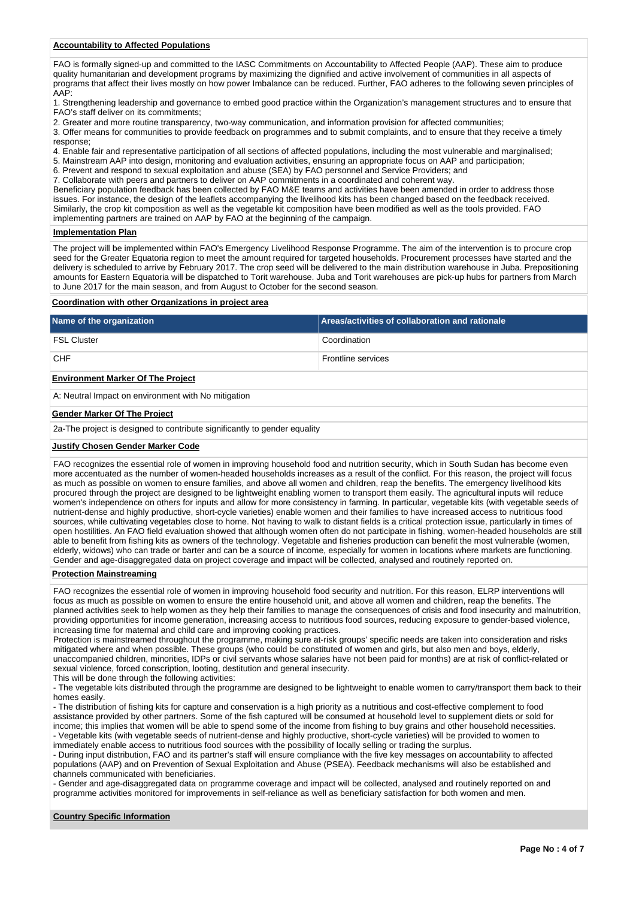## Accountability to Affected Populations

FAO is formally signed-up and committed to the IASC Commitments on Accountability to Affected People (AAP). These aim to produce quality humanitarian and development programs by maximizing the dignified and active involvement of communities in all aspects of programs that affect their lives mostly on how power Imbalance can be reduced. Further, FAO adheres to the following seven principles of AAP:

1. Strengthening leadership and governance to embed good practice within the Organization's management structures and to ensure that FAO's staff deliver on its commitments;
2. Greater and more routine transparency, two-way communication, and information provision for affected communities;
3. Offer means for communities to provide feedback on programmes and to submit complaints, and to ensure that they receive a timely response;
4. Enable fair and representative participation of all sections of affected populations, including the most vulnerable and marginalised;
5. Mainstream AAP into design, monitoring and evaluation activities, ensuring an appropriate focus on AAP and participation;
6. Prevent and respond to sexual exploitation and abuse (SEA) by FAO personnel and Service Providers; and
7. Collaborate with peers and partners to deliver on AAP commitments in a coordinated and coherent way.

Beneficiary population feedback has been collected by FAO M&E teams and activities have been amended in order to address those issues. For instance, the design of the leaflets accompanying the livelihood kits has been changed based on the feedback received. Similarly, the crop kit composition as well as the vegetable kit composition have been modified as well as the tools provided. FAO implementing partners are trained on AAP by FAO at the beginning of the campaign.

## Implementation Plan

The project will be implemented within FAO's Emergency Livelihood Response Programme. The aim of the intervention is to procure crop seed for the Greater Equatoria region to meet the amount required for targeted households. Procurement processes have started and the delivery is scheduled to arrive by February 2017. The crop seed will be delivered to the main distribution warehouse in Juba. Prepositioning amounts for Eastern Equatoria will be dispatched to Torit warehouse. Juba and Torit warehouses are pick-up hubs for partners from March to June 2017 for the main season, and from August to October for the second season.

## Coordination with other Organizations in project area

| Name of the organization | Areas/activities of collaboration and rationale |
|---|---|
| FSL Cluster | Coordination |
| CHF | Frontline services |

## Environment Marker Of The Project

A: Neutral Impact on environment with No mitigation

## Gender Marker Of The Project

2a-The project is designed to contribute significantly to gender equality

## Justify Chosen Gender Marker Code

FAO recognizes the essential role of women in improving household food and nutrition security, which in South Sudan has become even more accentuated as the number of women-headed households increases as a result of the conflict. For this reason, the project will focus as much as possible on women to ensure families, and above all women and children, reap the benefits. The emergency livelihood kits procured through the project are designed to be lightweight enabling women to transport them easily. The agricultural inputs will reduce women's independence on others for inputs and allow for more consistency in farming. In particular, vegetable kits (with vegetable seeds of nutrient-dense and highly productive, short-cycle varieties) enable women and their families to have increased access to nutritious food sources, while cultivating vegetables close to home. Not having to walk to distant fields is a critical protection issue, particularly in times of open hostilities. An FAO field evaluation showed that although women often do not participate in fishing, women-headed households are still able to benefit from fishing kits as owners of the technology. Vegetable and fisheries production can benefit the most vulnerable (women, elderly, widows) who can trade or barter and can be a source of income, especially for women in locations where markets are functioning. Gender and age-disaggregated data on project coverage and impact will be collected, analysed and routinely reported on.

## Protection Mainstreaming

FAO recognizes the essential role of women in improving household food security and nutrition. For this reason, ELRP interventions will focus as much as possible on women to ensure the entire household unit, and above all women and children, reap the benefits. The planned activities seek to help women as they help their families to manage the consequences of crisis and food insecurity and malnutrition, providing opportunities for income generation, increasing access to nutritious food sources, reducing exposure to gender-based violence, increasing time for maternal and child care and improving cooking practices.

Protection is mainstreamed throughout the programme, making sure at-risk groups' specific needs are taken into consideration and risks mitigated where and when possible. These groups (who could be constituted of women and girls, but also men and boys, elderly, unaccompanied children, minorities, IDPs or civil servants whose salaries have not been paid for months) are at risk of conflict-related or sexual violence, forced conscription, looting, destitution and general insecurity.

This will be done through the following activities:

- The vegetable kits distributed through the programme are designed to be lightweight to enable women to carry/transport them back to their homes easily.
- The distribution of fishing kits for capture and conservation is a high priority as a nutritious and cost-effective complement to food assistance provided by other partners. Some of the fish captured will be consumed at household level to supplement diets or sold for income; this implies that women will be able to spend some of the income from fishing to buy grains and other household necessities.
- Vegetable kits (with vegetable seeds of nutrient-dense and highly productive, short-cycle varieties) will be provided to women to immediately enable access to nutritious food sources with the possibility of locally selling or trading the surplus.
- During input distribution, FAO and its partner's staff will ensure compliance with the five key messages on accountability to affected populations (AAP) and on Prevention of Sexual Exploitation and Abuse (PSEA). Feedback mechanisms will also be established and channels communicated with beneficiaries.
- Gender and age-disaggregated data on programme coverage and impact will be collected, analysed and routinely reported on and programme activities monitored for improvements in self-reliance as well as beneficiary satisfaction for both women and men.

## Country Specific Information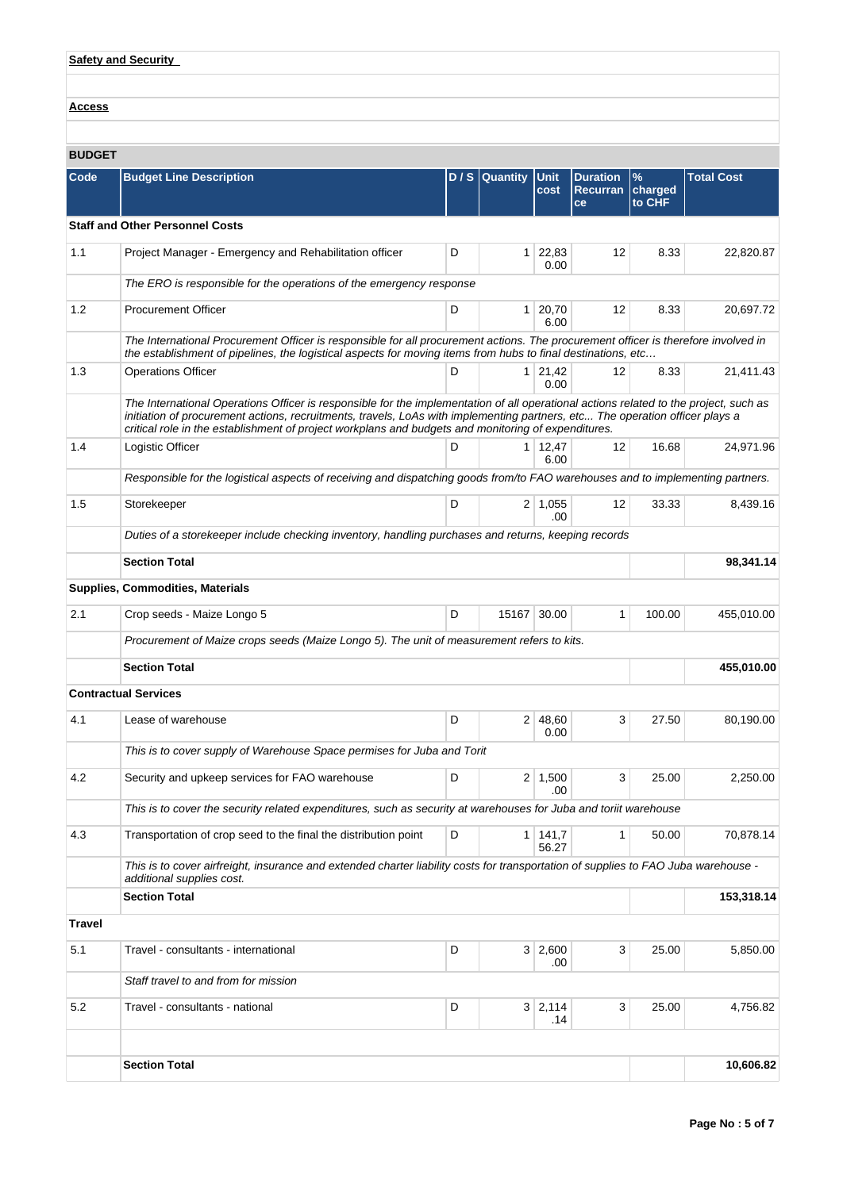**Safety and Security**

**Access**

## BUDGET

| Code | Budget Line Description | D / S | Quantity | Unit cost | Duration Recurrance | % charged to CHF | Total Cost |
|---|---|---|---|---|---|---|---|
| **Staff and Other Personnel Costs** | | | | | | | |
| 1.1 | Project Manager - Emergency and Rehabilitation officer | D | 1 | 22,830.00 | 12 | 8.33 | 22,820.87 |
| | *The ERO is responsible for the operations of the emergency response* | | | | | | |
| 1.2 | Procurement Officer | D | 1 | 20,706.00 | 12 | 8.33 | 20,697.72 |
| | *The International Procurement Officer is responsible for all procurement actions. The procurement officer is therefore involved in the establishment of pipelines, the logistical aspects for moving items from hubs to final destinations, etc…* | | | | | | |
| 1.3 | Operations Officer | D | 1 | 21,420.00 | 12 | 8.33 | 21,411.43 |
| | *The International Operations Officer is responsible for the implementation of all operational actions related to the project, such as initiation of procurement actions, recruitments, travels, LoAs with implementing partners, etc... The operation officer plays a critical role in the establishment of project workplans and budgets and monitoring of expenditures.* | | | | | | |
| 1.4 | Logistic Officer | D | 1 | 12,476.00 | 12 | 16.68 | 24,971.96 |
| | *Responsible for the logistical aspects of receiving and dispatching goods from/to FAO warehouses and to implementing partners.* | | | | | | |
| 1.5 | Storekeeper | D | 2 | 1,055.00 | 12 | 33.33 | 8,439.16 |
| | *Duties of a storekeeper include checking inventory, handling purchases and returns, keeping records* | | | | | | |
| | **Section Total** | | | | | | **98,341.14** |
| **Supplies, Commodities, Materials** | | | | | | | |
| 2.1 | Crop seeds - Maize Longo 5 | D | 15167 | 30.00 | 1 | 100.00 | 455,010.00 |
| | *Procurement of Maize crops seeds (Maize Longo 5). The unit of measurement refers to kits.* | | | | | | |
| | **Section Total** | | | | | | **455,010.00** |
| **Contractual Services** | | | | | | | |
| 4.1 | Lease of warehouse | D | 2 | 48,600.00 | 3 | 27.50 | 80,190.00 |
| | *This is to cover supply of Warehouse Space permises for Juba and Torit* | | | | | | |
| 4.2 | Security and upkeep services for FAO warehouse | D | 2 | 1,500.00 | 3 | 25.00 | 2,250.00 |
| | *This is to cover the security related expenditures, such as security at warehouses for Juba and toriit warehouse* | | | | | | |
| 4.3 | Transportation of crop seed to the final the distribution point | D | 1 | 141,756.27 | 1 | 50.00 | 70,878.14 |
| | *This is to cover airfreight, insurance and extended charter liability costs for transportation of supplies to FAO Juba warehouse - additional supplies cost.* | | | | | | |
| | **Section Total** | | | | | | **153,318.14** |
| **Travel** | | | | | | | |
| 5.1 | Travel - consultants - international | D | 3 | 2,600.00 | 3 | 25.00 | 5,850.00 |
| | *Staff travel to and from for mission* | | | | | | |
| 5.2 | Travel - consultants - national | D | 3 | 2,114.14 | 3 | 25.00 | 4,756.82 |
| | | | | | | | |
| | **Section Total** | | | | | | **10,606.82** |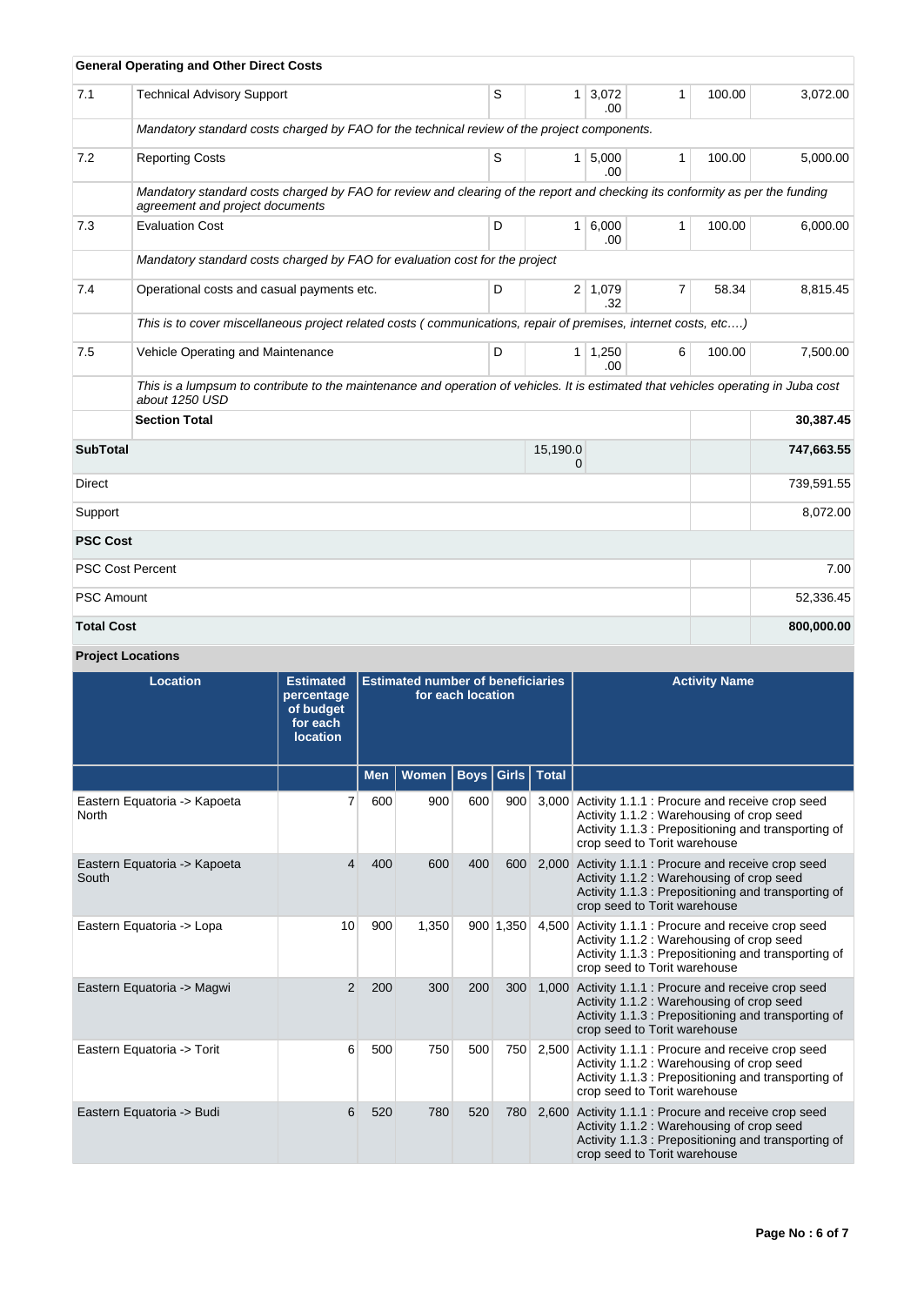| | General Operating and Other Direct Costs | | | | | | |
|---|---|---|---|---|---|---|---|
| 7.1 | Technical Advisory Support | S | 1 | 3,072.00 | 1 | 100.00 | 3,072.00 |
| | *Mandatory standard costs charged by FAO for the technical review of the project components.* | | | | | | |
| 7.2 | Reporting Costs | S | 1 | 5,000.00 | 1 | 100.00 | 5,000.00 |
| | *Mandatory standard costs charged by FAO for review and clearing of the report and checking its conformity as per the funding agreement and project documents* | | | | | | |
| 7.3 | Evaluation Cost | D | 1 | 6,000.00 | 1 | 100.00 | 6,000.00 |
| | *Mandatory standard costs charged by FAO for evaluation cost for the project* | | | | | | |
| 7.4 | Operational costs and casual payments etc. | D | 2 | 1,079.32 | 7 | 58.34 | 8,815.45 |
| | *This is to cover miscellaneous project related costs ( communications, repair of premises, internet costs, etc….)* | | | | | | |
| 7.5 | Vehicle Operating and Maintenance | D | 1 | 1,250.00 | 6 | 100.00 | 7,500.00 |
| | *This is a lumpsum to contribute to the maintenance and operation of vehicles. It is estimated that vehicles operating in Juba cost about 1250 USD* | | | | | | |
| | **Section Total** | | | | | | **30,387.45** |
| **SubTotal** | | | 15,190.00 | | | | **747,663.55** |
| Direct | | | | | | | 739,591.55 |
| Support | | | | | | | 8,072.00 |
| **PSC Cost** | | | | | | | |
| PSC Cost Percent | | | | | | | 7.00 |
| PSC Amount | | | | | | | 52,336.45 |
| **Total Cost** | | | | | | | **800,000.00** |

**Project Locations**

| Location | Estimated percentage of budget for each location | Estimated number of beneficiaries for each location | | | | | Activity Name |
|---|---|---|---|---|---|---|---|
| | | Men | Women | Boys | Girls | Total | |
| Eastern Equatoria -> Kapoeta North | 7 | 600 | 900 | 600 | 900 | 3,000 | Activity 1.1.1 : Procure and receive crop seed<br>Activity 1.1.2 : Warehousing of crop seed<br>Activity 1.1.3 : Prepositioning and transporting of crop seed to Torit warehouse |
| Eastern Equatoria -> Kapoeta South | 4 | 400 | 600 | 400 | 600 | 2,000 | Activity 1.1.1 : Procure and receive crop seed<br>Activity 1.1.2 : Warehousing of crop seed<br>Activity 1.1.3 : Prepositioning and transporting of crop seed to Torit warehouse |
| Eastern Equatoria -> Lopa | 10 | 900 | 1,350 | 900 | 1,350 | 4,500 | Activity 1.1.1 : Procure and receive crop seed<br>Activity 1.1.2 : Warehousing of crop seed<br>Activity 1.1.3 : Prepositioning and transporting of crop seed to Torit warehouse |
| Eastern Equatoria -> Magwi | 2 | 200 | 300 | 200 | 300 | 1,000 | Activity 1.1.1 : Procure and receive crop seed<br>Activity 1.1.2 : Warehousing of crop seed<br>Activity 1.1.3 : Prepositioning and transporting of crop seed to Torit warehouse |
| Eastern Equatoria -> Torit | 6 | 500 | 750 | 500 | 750 | 2,500 | Activity 1.1.1 : Procure and receive crop seed<br>Activity 1.1.2 : Warehousing of crop seed<br>Activity 1.1.3 : Prepositioning and transporting of crop seed to Torit warehouse |
| Eastern Equatoria -> Budi | 6 | 520 | 780 | 520 | 780 | 2,600 | Activity 1.1.1 : Procure and receive crop seed<br>Activity 1.1.2 : Warehousing of crop seed<br>Activity 1.1.3 : Prepositioning and transporting of crop seed to Torit warehouse |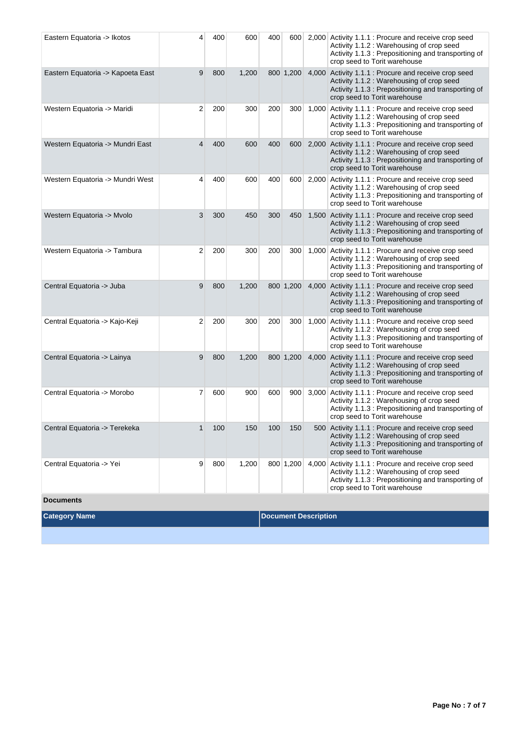| | | | | | | | |
|---|---|---|---|---|---|---|---|
| Eastern Equatoria -> Ikotos | 4 | 400 | 600 | 400 | 600 | 2,000 | Activity 1.1.1 : Procure and receive crop seed<br>Activity 1.1.2 : Warehousing of crop seed<br>Activity 1.1.3 : Prepositioning and transporting of crop seed to Torit warehouse |
| Eastern Equatoria -> Kapoeta East | 9 | 800 | 1,200 | 800 | 1,200 | 4,000 | Activity 1.1.1 : Procure and receive crop seed<br>Activity 1.1.2 : Warehousing of crop seed<br>Activity 1.1.3 : Prepositioning and transporting of crop seed to Torit warehouse |
| Western Equatoria -> Maridi | 2 | 200 | 300 | 200 | 300 | 1,000 | Activity 1.1.1 : Procure and receive crop seed<br>Activity 1.1.2 : Warehousing of crop seed<br>Activity 1.1.3 : Prepositioning and transporting of crop seed to Torit warehouse |
| Western Equatoria -> Mundri East | 4 | 400 | 600 | 400 | 600 | 2,000 | Activity 1.1.1 : Procure and receive crop seed<br>Activity 1.1.2 : Warehousing of crop seed<br>Activity 1.1.3 : Prepositioning and transporting of crop seed to Torit warehouse |
| Western Equatoria -> Mundri West | 4 | 400 | 600 | 400 | 600 | 2,000 | Activity 1.1.1 : Procure and receive crop seed<br>Activity 1.1.2 : Warehousing of crop seed<br>Activity 1.1.3 : Prepositioning and transporting of crop seed to Torit warehouse |
| Western Equatoria -> Mvolo | 3 | 300 | 450 | 300 | 450 | 1,500 | Activity 1.1.1 : Procure and receive crop seed<br>Activity 1.1.2 : Warehousing of crop seed<br>Activity 1.1.3 : Prepositioning and transporting of crop seed to Torit warehouse |
| Western Equatoria -> Tambura | 2 | 200 | 300 | 200 | 300 | 1,000 | Activity 1.1.1 : Procure and receive crop seed<br>Activity 1.1.2 : Warehousing of crop seed<br>Activity 1.1.3 : Prepositioning and transporting of crop seed to Torit warehouse |
| Central Equatoria -> Juba | 9 | 800 | 1,200 | 800 | 1,200 | 4,000 | Activity 1.1.1 : Procure and receive crop seed<br>Activity 1.1.2 : Warehousing of crop seed<br>Activity 1.1.3 : Prepositioning and transporting of crop seed to Torit warehouse |
| Central Equatoria -> Kajo-Keji | 2 | 200 | 300 | 200 | 300 | 1,000 | Activity 1.1.1 : Procure and receive crop seed<br>Activity 1.1.2 : Warehousing of crop seed<br>Activity 1.1.3 : Prepositioning and transporting of crop seed to Torit warehouse |
| Central Equatoria -> Lainya | 9 | 800 | 1,200 | 800 | 1,200 | 4,000 | Activity 1.1.1 : Procure and receive crop seed<br>Activity 1.1.2 : Warehousing of crop seed<br>Activity 1.1.3 : Prepositioning and transporting of crop seed to Torit warehouse |
| Central Equatoria -> Morobo | 7 | 600 | 900 | 600 | 900 | 3,000 | Activity 1.1.1 : Procure and receive crop seed<br>Activity 1.1.2 : Warehousing of crop seed<br>Activity 1.1.3 : Prepositioning and transporting of crop seed to Torit warehouse |
| Central Equatoria -> Terekeka | 1 | 100 | 150 | 100 | 150 | 500 | Activity 1.1.1 : Procure and receive crop seed<br>Activity 1.1.2 : Warehousing of crop seed<br>Activity 1.1.3 : Prepositioning and transporting of crop seed to Torit warehouse |
| Central Equatoria -> Yei | 9 | 800 | 1,200 | 800 | 1,200 | 4,000 | Activity 1.1.1 : Procure and receive crop seed<br>Activity 1.1.2 : Warehousing of crop seed<br>Activity 1.1.3 : Prepositioning and transporting of crop seed to Torit warehouse |

**Documents**

| Category Name | Document Description |
|---|---|
| | |